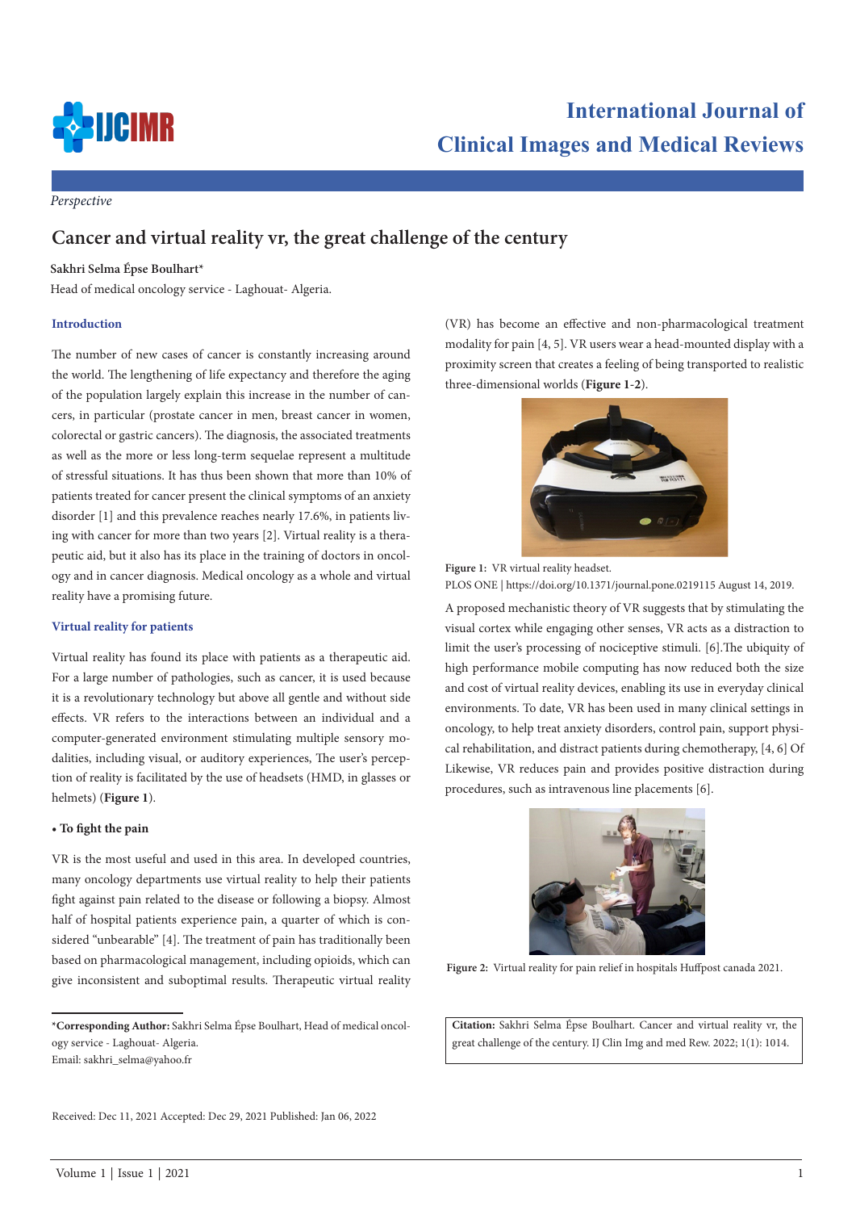# International Journal of Clinical Images and Medical Reviews

*Perspective*

## Cancer and virtual reality vr, the great challenge of the century

**Sakhri Selma Épse Boulhart***

Head of medical oncology service - Laghouat- Algeria.

### Introduction

The number of new cases of cancer is constantly increasing around the world. The lengthening of life expectancy and therefore the aging of the population largely explain this increase in the number of cancers, in particular (prostate cancer in men, breast cancer in women, colorectal or gastric cancers). The diagnosis, the associated treatments as well as the more or less long-term sequelae represent a multitude of stressful situations. It has thus been shown that more than 10% of patients treated for cancer present the clinical symptoms of an anxiety disorder [1] and this prevalence reaches nearly 17.6%, in patients living with cancer for more than two years [2]. Virtual reality is a therapeutic aid, but it also has its place in the training of doctors in oncology and in cancer diagnosis. Medical oncology as a whole and virtual reality have a promising future.

### Virtual reality for patients

Virtual reality has found its place with patients as a therapeutic aid. For a large number of pathologies, such as cancer, it is used because it is a revolutionary technology but above all gentle and without side effects. VR refers to the interactions between an individual and a computer-generated environment stimulating multiple sensory modalities, including visual, or auditory experiences, The user's perception of reality is facilitated by the use of headsets (HMD, in glasses or helmets) (**Figure 1**).

- **To fight the pain**

VR is the most useful and used in this area. In developed countries, many oncology departments use virtual reality to help their patients fight against pain related to the disease or following a biopsy. Almost half of hospital patients experience pain, a quarter of which is considered "unbearable" [4]. The treatment of pain has traditionally been based on pharmacological management, including opioids, which can give inconsistent and suboptimal results. Therapeutic virtual reality (VR) has become an effective and non-pharmacological treatment modality for pain [4, 5]. VR users wear a head-mounted display with a proximity screen that creates a feeling of being transported to realistic three-dimensional worlds (**Figure 1-2**).

**Figure 1:** VR virtual reality headset.
PLOS ONE | https://doi.org/10.1371/journal.pone.0219115 August 14, 2019.

A proposed mechanistic theory of VR suggests that by stimulating the visual cortex while engaging other senses, VR acts as a distraction to limit the user's processing of nociceptive stimuli. [6].The ubiquity of high performance mobile computing has now reduced both the size and cost of virtual reality devices, enabling its use in everyday clinical environments. To date, VR has been used in many clinical settings in oncology, to help treat anxiety disorders, control pain, support physical rehabilitation, and distract patients during chemotherapy, [4, 6] Of Likewise, VR reduces pain and provides positive distraction during procedures, such as intravenous line placements [6].

**Figure 2:** Virtual reality for pain relief in hospitals Huffpost canada 2021.

***Corresponding Author:** Sakhri Selma Épse Boulhart, Head of medical oncology service - Laghouat- Algeria.
Email: sakhri_selma@yahoo.fr

**Citation:** Sakhri Selma Épse Boulhart. Cancer and virtual reality vr, the great challenge of the century. IJ Clin Img and med Rew. 2022; 1(1): 1014.

Received: Dec 11, 2021 Accepted: Dec 29, 2021 Published: Jan 06, 2022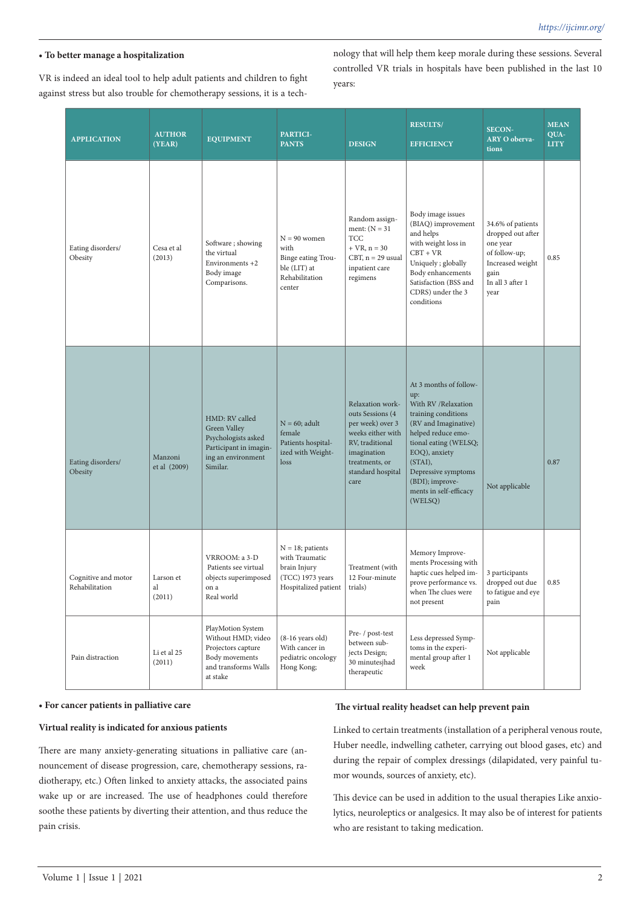**• To better manage a hospitalization**

VR is indeed an ideal tool to help adult patients and children to fight against stress but also trouble for chemotherapy sessions, it is a technology that will help them keep morale during these sessions. Several controlled VR trials in hospitals have been published in the last 10 years:

| APPLICATION | AUTHOR (YEAR) | EQUIPMENT | PARTICIPANTS | DESIGN | RESULTS/ EFFICIENCY | SECONDARY O obervations | MEAN QUALITY |
|---|---|---|---|---|---|---|---|
| Eating disorders/ Obesity | Cesa et al (2013) | Software ; showing the virtual Environments +2 Body image Comparisons. | N = 90 women with Binge eating Trouble (LIT) at Rehabilitation center | Random assignment: (N = 31 TCC + VR, n = 30 CBT, n = 29 usual inpatient care regimens | Body image issues (BIAQ) improvement and helps with weight loss in CBT + VR Uniquely ; globally Body enhancements Satisfaction (BSS and CDRS) under the 3 conditions | 34.6% of patients dropped out after one year of follow-up; Increased weight gain In all 3 after 1 year | 0.85 |
| Eating disorders/ Obesity | Manzoni et al (2009) | HMD: RV called Green Valley Psychologists asked Participant in imagining an environment Similar. | N = 60; adult female Patients hospitalized with Weight-loss | Relaxation workouts Sessions (4 per week) over 3 weeks either with RV, traditional imagination treatments, or standard hospital care | At 3 months of follow-up: With RV /Relaxation training conditions (RV and Imaginative) helped reduce emotional eating (WELSQ; EOQ), anxiety (STAI), Depressive symptoms (BDI); improvements in self-efficacy (WELSQ) | Not applicable | 0.87 |
| Cognitive and motor Rehabilitation | Larson et al (2011) | VRROOM: a 3-D Patients see virtual objects superimposed on a Real world | N = 18; patients with Traumatic brain Injury (TCC) 1973 years Hospitalized patient | Treatment (with 12 Four-minute trials) | Memory Improvements Processing with haptic cues helped improve performance vs. when The clues were not present | 3 participants dropped out due to fatigue and eye pain | 0.85 |
| Pain distraction | Li et al 25 (2011) | PlayMotion System Without HMD; video Projectors capture Body movements and transforms Walls at stake | (8-16 years old) With cancer in pediatric oncology Hong Kong; | Pre- / post-test between subjects Design; 30 minutesjhad therapeutic | Less depressed Symptoms in the experimental group after 1 week | Not applicable | |

**• For cancer patients in palliative care**

**Virtual reality is indicated for anxious patients**

There are many anxiety-generating situations in palliative care (announcement of disease progression, care, chemotherapy sessions, radiotherapy, etc.) Often linked to anxiety attacks, the associated pains wake up or are increased. The use of headphones could therefore soothe these patients by diverting their attention, and thus reduce the pain crisis.

**The virtual reality headset can help prevent pain**

Linked to certain treatments (installation of a peripheral venous route, Huber needle, indwelling catheter, carrying out blood gases, etc) and during the repair of complex dressings (dilapidated, very painful tumor wounds, sources of anxiety, etc).

This device can be used in addition to the usual therapies Like anxiolytics, neuroleptics or analgesics. It may also be of interest for patients who are resistant to taking medication.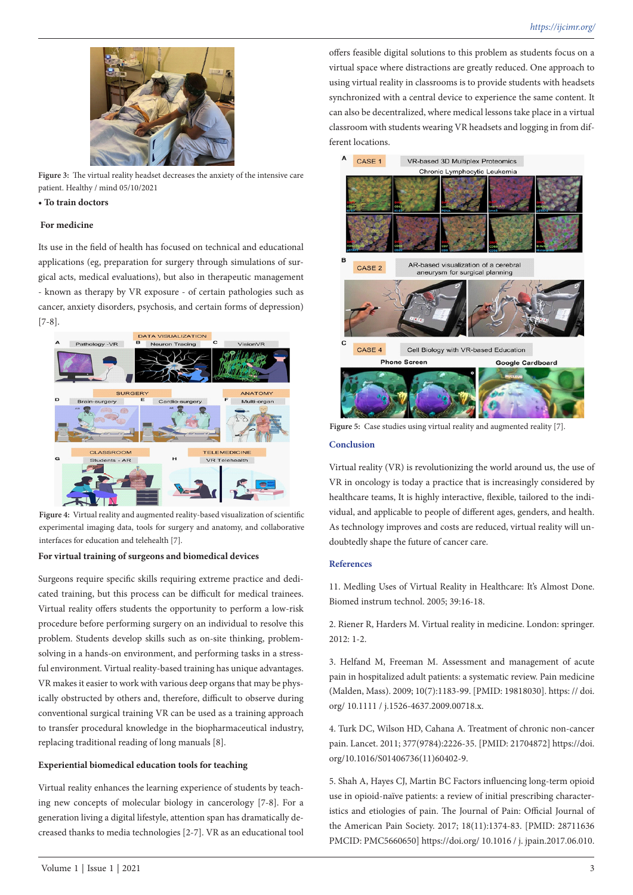Figure 3: The virtual reality headset decreases the anxiety of the intensive care patient. Healthy / mind 05/10/2021

- **To train doctors**

**For medicine**

Its use in the field of health has focused on technical and educational applications (eg, preparation for surgery through simulations of surgical acts, medical evaluations), but also in therapeutic management - known as therapy by VR exposure - of certain pathologies such as cancer, anxiety disorders, psychosis, and certain forms of depression) [7-8].

Figure 4: Virtual reality and augmented reality-based visualization of scientific experimental imaging data, tools for surgery and anatomy, and collaborative interfaces for education and telehealth [7].

**For virtual training of surgeons and biomedical devices**

Surgeons require specific skills requiring extreme practice and dedicated training, but this process can be difficult for medical trainees. Virtual reality offers students the opportunity to perform a low-risk procedure before performing surgery on an individual to resolve this problem. Students develop skills such as critical thinking, problem-solving in a hands-on environment, and performing tasks in a stressful environment. Virtual reality-based training has unique advantages. VR makes it easier to work with various deep organs that may be physically obstructed by others and, therefore, difficult to observe during conventional surgical training VR can be used as a training approach to transfer procedural knowledge in the biopharmaceutical industry, replacing traditional reading of long manuals [8].

**Experiential biomedical education tools for teaching**

Virtual reality enhances the learning experience of students by teaching new concepts of molecular biology in cancerology [7-8]. For a generation living a digital lifestyle, attention span has dramatically decreased thanks to media technologies [2-7]. VR as an educational tool offers feasible digital solutions to this problem as students focus on a virtual space where distractions are greatly reduced. One approach to using virtual reality in classrooms is to provide students with headsets synchronized with a central device to experience the same content. It can also be decentralized, where medical lessons take place in a virtual classroom with students wearing VR headsets and logging in from different locations.

Figure 5: Case studies using virtual reality and augmented reality [7].

## Conclusion

Virtual reality (VR) is revolutionizing the world around us, the use of VR in oncology is today a practice that is increasingly considered by healthcare teams, It is highly interactive, flexible, tailored to the individual, and applicable to people of different ages, genders, and health. As technology improves and costs are reduced, virtual reality will undoubtedly shape the future of cancer care.

## References

11. Medling Uses of Virtual Reality in Healthcare: It's Almost Done. Biomed instrum technol. 2005; 39:16-18.

2. Riener R, Harders M. Virtual reality in medicine. London: springer. 2012: 1-2.

3. Helfand M, Freeman M. Assessment and management of acute pain in hospitalized adult patients: a systematic review. Pain medicine (Malden, Mass). 2009; 10(7):1183-99. [PMID: 19818030]. https: // doi.org/ 10.1111 / j.1526-4637.2009.00718.x.

4. Turk DC, Wilson HD, Cahana A. Treatment of chronic non-cancer pain. Lancet. 2011; 377(9784):2226-35. [PMID: 21704872] https://doi.org/10.1016/S01406736(11)60402-9.

5. Shah A, Hayes CJ, Martin BC Factors influencing long-term opioid use in opioid-naïve patients: a review of initial prescribing characteristics and etiologies of pain. The Journal of Pain: Official Journal of the American Pain Society. 2017; 18(11):1374-83. [PMID: 28711636 PMCID: PMC5660650] https://doi.org/ 10.1016 / j. jpain.2017.06.010.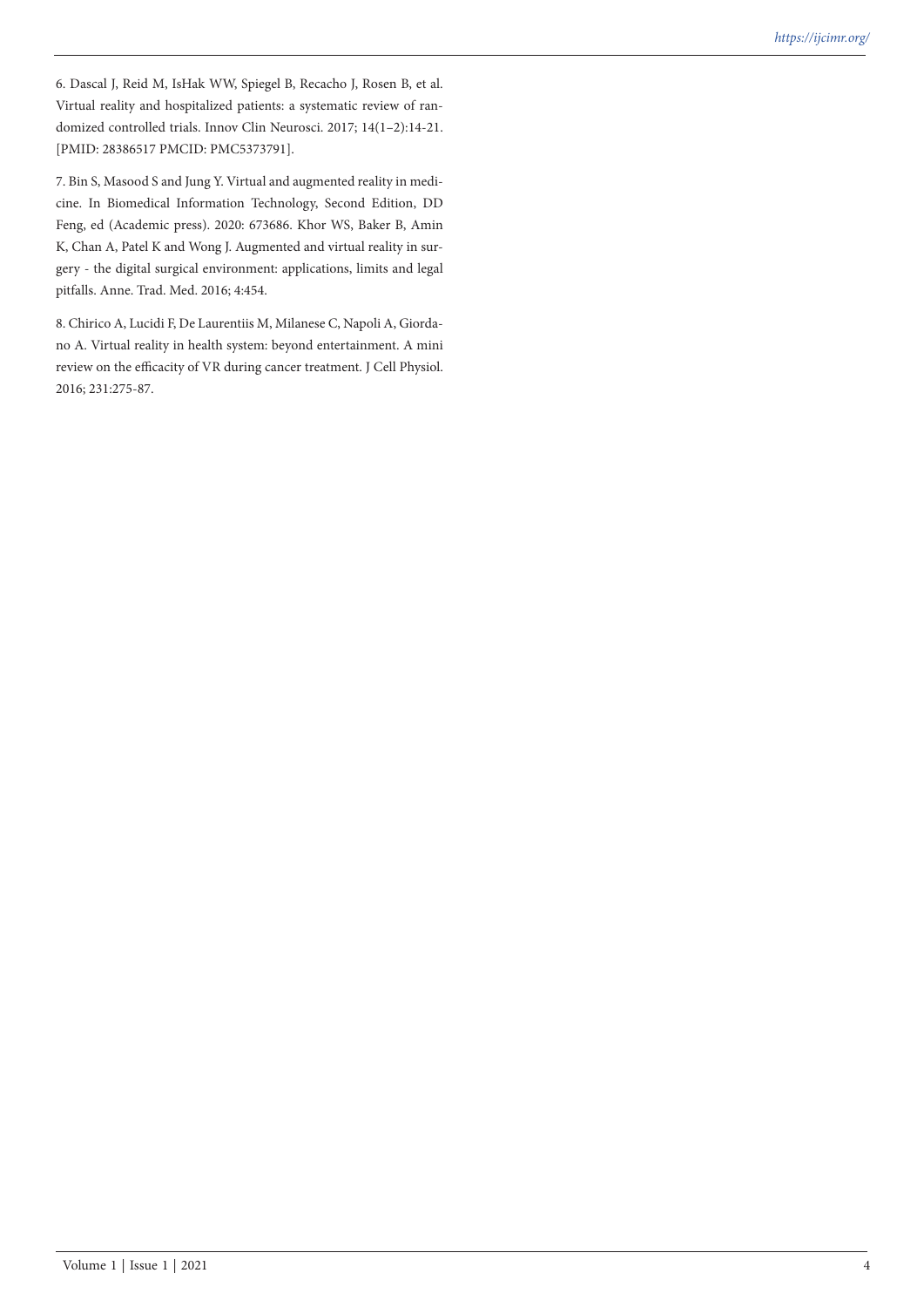6. Dascal J, Reid M, IsHak WW, Spiegel B, Recacho J, Rosen B, et al. Virtual reality and hospitalized patients: a systematic review of randomized controlled trials. Innov Clin Neurosci. 2017; 14(1–2):14-21. [PMID: 28386517 PMCID: PMC5373791].

7. Bin S, Masood S and Jung Y. Virtual and augmented reality in medicine. In Biomedical Information Technology, Second Edition, DD Feng, ed (Academic press). 2020: 673686. Khor WS, Baker B, Amin K, Chan A, Patel K and Wong J. Augmented and virtual reality in surgery - the digital surgical environment: applications, limits and legal pitfalls. Anne. Trad. Med. 2016; 4:454.

8. Chirico A, Lucidi F, De Laurentiis M, Milanese C, Napoli A, Giordano A. Virtual reality in health system: beyond entertainment. A mini review on the efficacity of VR during cancer treatment. J Cell Physiol. 2016; 231:275-87.